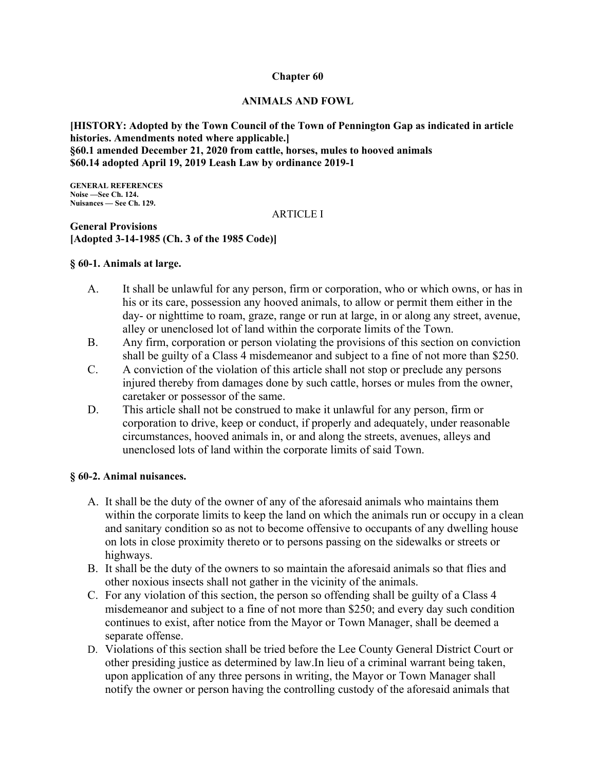# Chapter 60

## ANIMALS AND FOWL

**[HISTORY: Adopted by the Town Council of the Town of Pennington Gap as indicated in article histories. Amendments noted where applicable.]**
**§60.1 amended December 21, 2020 from cattle, horses, mules to hooved animals**
**$60.14 adopted April 19, 2019 Leash Law by ordinance 2019-1**

**GENERAL REFERENCES**
**Noise —See Ch. 124.**
**Nuisances — See Ch. 129.**

ARTICLE I

**General Provisions**
**[Adopted 3-14-1985 (Ch. 3 of the 1985 Code)]**

### § 60-1. Animals at large.

A. It shall be unlawful for any person, firm or corporation, who or which owns, or has in his or its care, possession any hooved animals, to allow or permit them either in the day- or nighttime to roam, graze, range or run at large, in or along any street, avenue, alley or unenclosed lot of land within the corporate limits of the Town.

B. Any firm, corporation or person violating the provisions of this section on conviction shall be guilty of a Class 4 misdemeanor and subject to a fine of not more than $250.

C. A conviction of the violation of this article shall not stop or preclude any persons injured thereby from damages done by such cattle, horses or mules from the owner, caretaker or possessor of the same.

D. This article shall not be construed to make it unlawful for any person, firm or corporation to drive, keep or conduct, if properly and adequately, under reasonable circumstances, hooved animals in, or and along the streets, avenues, alleys and unenclosed lots of land within the corporate limits of said Town.

### § 60-2. Animal nuisances.

A. It shall be the duty of the owner of any of the aforesaid animals who maintains them within the corporate limits to keep the land on which the animals run or occupy in a clean and sanitary condition so as not to become offensive to occupants of any dwelling house on lots in close proximity thereto or to persons passing on the sidewalks or streets or highways.

B. It shall be the duty of the owners to so maintain the aforesaid animals so that flies and other noxious insects shall not gather in the vicinity of the animals.

C. For any violation of this section, the person so offending shall be guilty of a Class 4 misdemeanor and subject to a fine of not more than $250; and every day such condition continues to exist, after notice from the Mayor or Town Manager, shall be deemed a separate offense.

D. Violations of this section shall be tried before the Lee County General District Court or other presiding justice as determined by law.In lieu of a criminal warrant being taken, upon application of any three persons in writing, the Mayor or Town Manager shall notify the owner or person having the controlling custody of the aforesaid animals that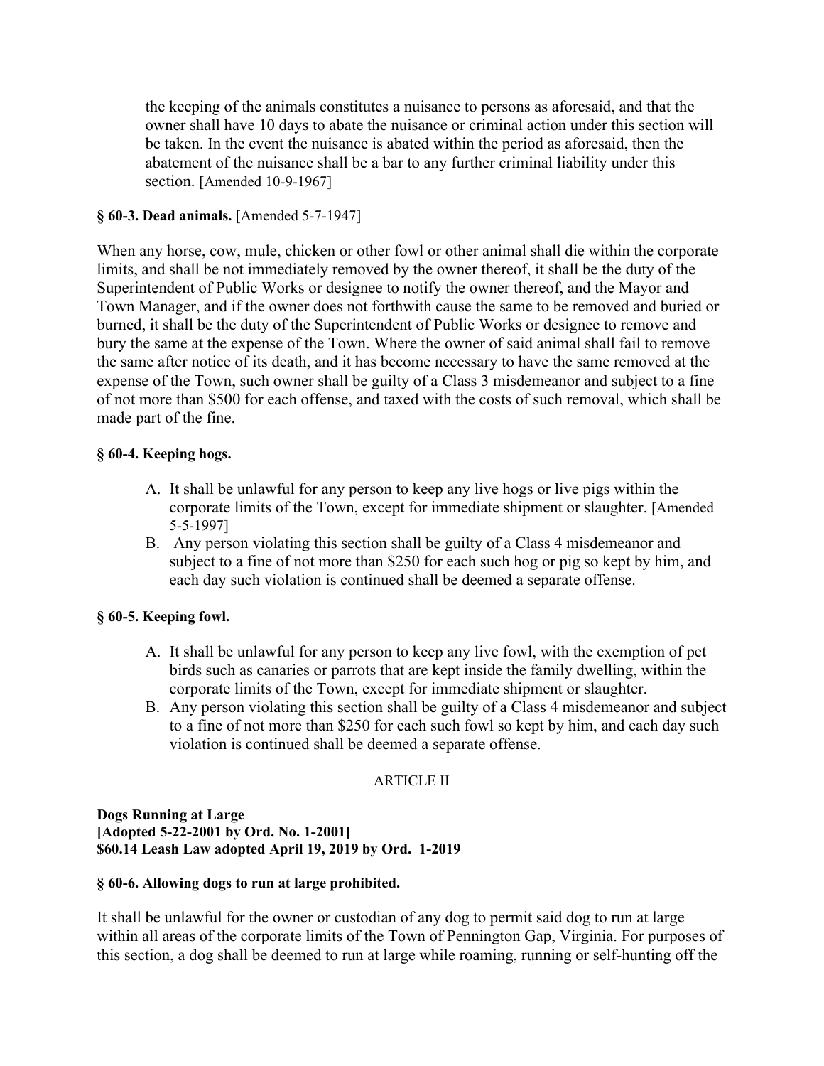the keeping of the animals constitutes a nuisance to persons as aforesaid, and that the owner shall have 10 days to abate the nuisance or criminal action under this section will be taken. In the event the nuisance is abated within the period as aforesaid, then the abatement of the nuisance shall be a bar to any further criminal liability under this section. [Amended 10-9-1967]

**§ 60-3. Dead animals.** [Amended 5-7-1947]

When any horse, cow, mule, chicken or other fowl or other animal shall die within the corporate limits, and shall be not immediately removed by the owner thereof, it shall be the duty of the Superintendent of Public Works or designee to notify the owner thereof, and the Mayor and Town Manager, and if the owner does not forthwith cause the same to be removed and buried or burned, it shall be the duty of the Superintendent of Public Works or designee to remove and bury the same at the expense of the Town. Where the owner of said animal shall fail to remove the same after notice of its death, and it has become necessary to have the same removed at the expense of the Town, such owner shall be guilty of a Class 3 misdemeanor and subject to a fine of not more than $500 for each offense, and taxed with the costs of such removal, which shall be made part of the fine.

**§ 60-4. Keeping hogs.**

A. It shall be unlawful for any person to keep any live hogs or live pigs within the corporate limits of the Town, except for immediate shipment or slaughter. [Amended 5-5-1997]
B. Any person violating this section shall be guilty of a Class 4 misdemeanor and subject to a fine of not more than $250 for each such hog or pig so kept by him, and each day such violation is continued shall be deemed a separate offense.

**§ 60-5. Keeping fowl.**

A. It shall be unlawful for any person to keep any live fowl, with the exemption of pet birds such as canaries or parrots that are kept inside the family dwelling, within the corporate limits of the Town, except for immediate shipment or slaughter.
B. Any person violating this section shall be guilty of a Class 4 misdemeanor and subject to a fine of not more than $250 for each such fowl so kept by him, and each day such violation is continued shall be deemed a separate offense.

ARTICLE II

**Dogs Running at Large**
**[Adopted 5-22-2001 by Ord. No. 1-2001]**
**$60.14 Leash Law adopted April 19, 2019 by Ord. 1-2019**

**§ 60-6. Allowing dogs to run at large prohibited.**

It shall be unlawful for the owner or custodian of any dog to permit said dog to run at large within all areas of the corporate limits of the Town of Pennington Gap, Virginia. For purposes of this section, a dog shall be deemed to run at large while roaming, running or self-hunting off the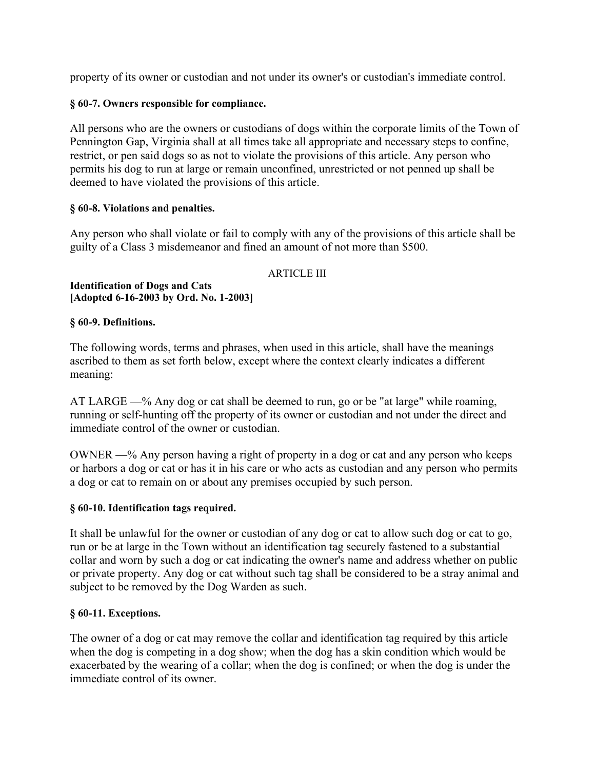property of its owner or custodian and not under its owner's or custodian's immediate control.

**§ 60-7. Owners responsible for compliance.**

All persons who are the owners or custodians of dogs within the corporate limits of the Town of Pennington Gap, Virginia shall at all times take all appropriate and necessary steps to confine, restrict, or pen said dogs so as not to violate the provisions of this article. Any person who permits his dog to run at large or remain unconfined, unrestricted or not penned up shall be deemed to have violated the provisions of this article.

**§ 60-8. Violations and penalties.**

Any person who shall violate or fail to comply with any of the provisions of this article shall be guilty of a Class 3 misdemeanor and fined an amount of not more than $500.

ARTICLE III

**Identification of Dogs and Cats**
**[Adopted 6-16-2003 by Ord. No. 1-2003]**

**§ 60-9. Definitions.**

The following words, terms and phrases, when used in this article, shall have the meanings ascribed to them as set forth below, except where the context clearly indicates a different meaning:

AT LARGE —% Any dog or cat shall be deemed to run, go or be "at large" while roaming, running or self-hunting off the property of its owner or custodian and not under the direct and immediate control of the owner or custodian.

OWNER —% Any person having a right of property in a dog or cat and any person who keeps or harbors a dog or cat or has it in his care or who acts as custodian and any person who permits a dog or cat to remain on or about any premises occupied by such person.

**§ 60-10. Identification tags required.**

It shall be unlawful for the owner or custodian of any dog or cat to allow such dog or cat to go, run or be at large in the Town without an identification tag securely fastened to a substantial collar and worn by such a dog or cat indicating the owner's name and address whether on public or private property. Any dog or cat without such tag shall be considered to be a stray animal and subject to be removed by the Dog Warden as such.

**§ 60-11. Exceptions.**

The owner of a dog or cat may remove the collar and identification tag required by this article when the dog is competing in a dog show; when the dog has a skin condition which would be exacerbated by the wearing of a collar; when the dog is confined; or when the dog is under the immediate control of its owner.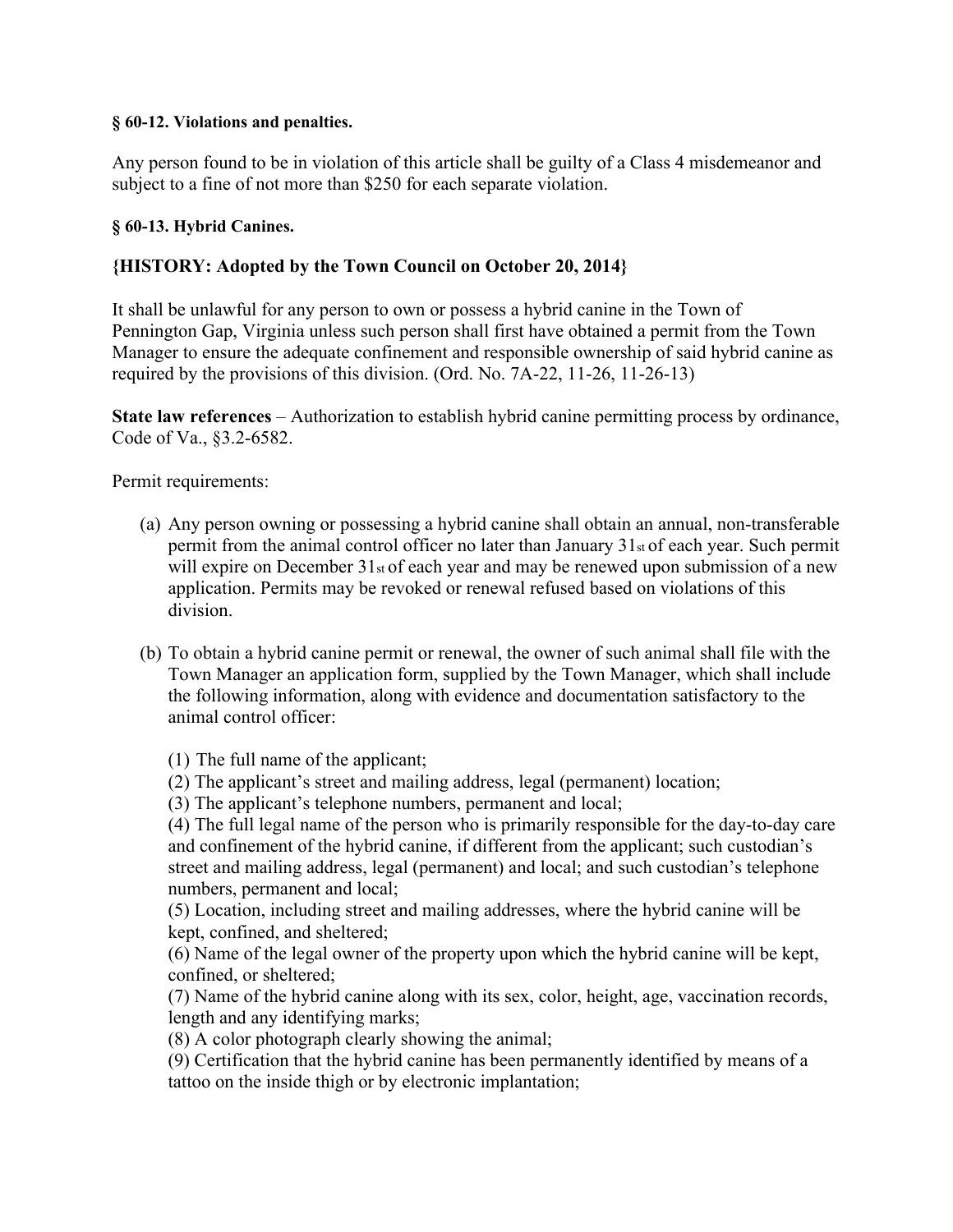**§ 60-12. Violations and penalties.**

Any person found to be in violation of this article shall be guilty of a Class 4 misdemeanor and subject to a fine of not more than $250 for each separate violation.

**§ 60-13. Hybrid Canines.**

**{HISTORY: Adopted by the Town Council on October 20, 2014}**

It shall be unlawful for any person to own or possess a hybrid canine in the Town of Pennington Gap, Virginia unless such person shall first have obtained a permit from the Town Manager to ensure the adequate confinement and responsible ownership of said hybrid canine as required by the provisions of this division. (Ord. No. 7A-22, 11-26, 11-26-13)

**State law references** – Authorization to establish hybrid canine permitting process by ordinance, Code of Va., §3.2-6582.

Permit requirements:

(a) Any person owning or possessing a hybrid canine shall obtain an annual, non-transferable permit from the animal control officer no later than January 31st of each year. Such permit will expire on December 31st of each year and may be renewed upon submission of a new application. Permits may be revoked or renewal refused based on violations of this division.

(b) To obtain a hybrid canine permit or renewal, the owner of such animal shall file with the Town Manager an application form, supplied by the Town Manager, which shall include the following information, along with evidence and documentation satisfactory to the animal control officer:

(1) The full name of the applicant;
(2) The applicant's street and mailing address, legal (permanent) location;
(3) The applicant's telephone numbers, permanent and local;
(4) The full legal name of the person who is primarily responsible for the day-to-day care and confinement of the hybrid canine, if different from the applicant; such custodian's street and mailing address, legal (permanent) and local; and such custodian's telephone numbers, permanent and local;
(5) Location, including street and mailing addresses, where the hybrid canine will be kept, confined, and sheltered;
(6) Name of the legal owner of the property upon which the hybrid canine will be kept, confined, or sheltered;
(7) Name of the hybrid canine along with its sex, color, height, age, vaccination records, length and any identifying marks;
(8) A color photograph clearly showing the animal;
(9) Certification that the hybrid canine has been permanently identified by means of a tattoo on the inside thigh or by electronic implantation;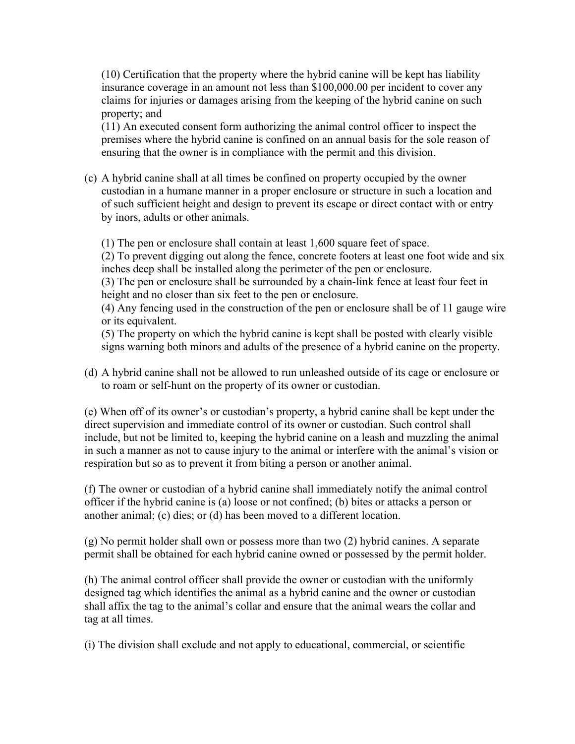(10) Certification that the property where the hybrid canine will be kept has liability insurance coverage in an amount not less than $100,000.00 per incident to cover any claims for injuries or damages arising from the keeping of the hybrid canine on such property; and

(11) An executed consent form authorizing the animal control officer to inspect the premises where the hybrid canine is confined on an annual basis for the sole reason of ensuring that the owner is in compliance with the permit and this division.

(c) A hybrid canine shall at all times be confined on property occupied by the owner custodian in a humane manner in a proper enclosure or structure in such a location and of such sufficient height and design to prevent its escape or direct contact with or entry by inors, adults or other animals.

(1) The pen or enclosure shall contain at least 1,600 square feet of space.
(2) To prevent digging out along the fence, concrete footers at least one foot wide and six inches deep shall be installed along the perimeter of the pen or enclosure.
(3) The pen or enclosure shall be surrounded by a chain-link fence at least four feet in height and no closer than six feet to the pen or enclosure.
(4) Any fencing used in the construction of the pen or enclosure shall be of 11 gauge wire or its equivalent.
(5) The property on which the hybrid canine is kept shall be posted with clearly visible signs warning both minors and adults of the presence of a hybrid canine on the property.

(d) A hybrid canine shall not be allowed to run unleashed outside of its cage or enclosure or to roam or self-hunt on the property of its owner or custodian.

(e) When off of its owner's or custodian's property, a hybrid canine shall be kept under the direct supervision and immediate control of its owner or custodian. Such control shall include, but not be limited to, keeping the hybrid canine on a leash and muzzling the animal in such a manner as not to cause injury to the animal or interfere with the animal's vision or respiration but so as to prevent it from biting a person or another animal.

(f) The owner or custodian of a hybrid canine shall immediately notify the animal control officer if the hybrid canine is (a) loose or not confined; (b) bites or attacks a person or another animal; (c) dies; or (d) has been moved to a different location.

(g) No permit holder shall own or possess more than two (2) hybrid canines. A separate permit shall be obtained for each hybrid canine owned or possessed by the permit holder.

(h) The animal control officer shall provide the owner or custodian with the uniformly designed tag which identifies the animal as a hybrid canine and the owner or custodian shall affix the tag to the animal's collar and ensure that the animal wears the collar and tag at all times.

(i) The division shall exclude and not apply to educational, commercial, or scientific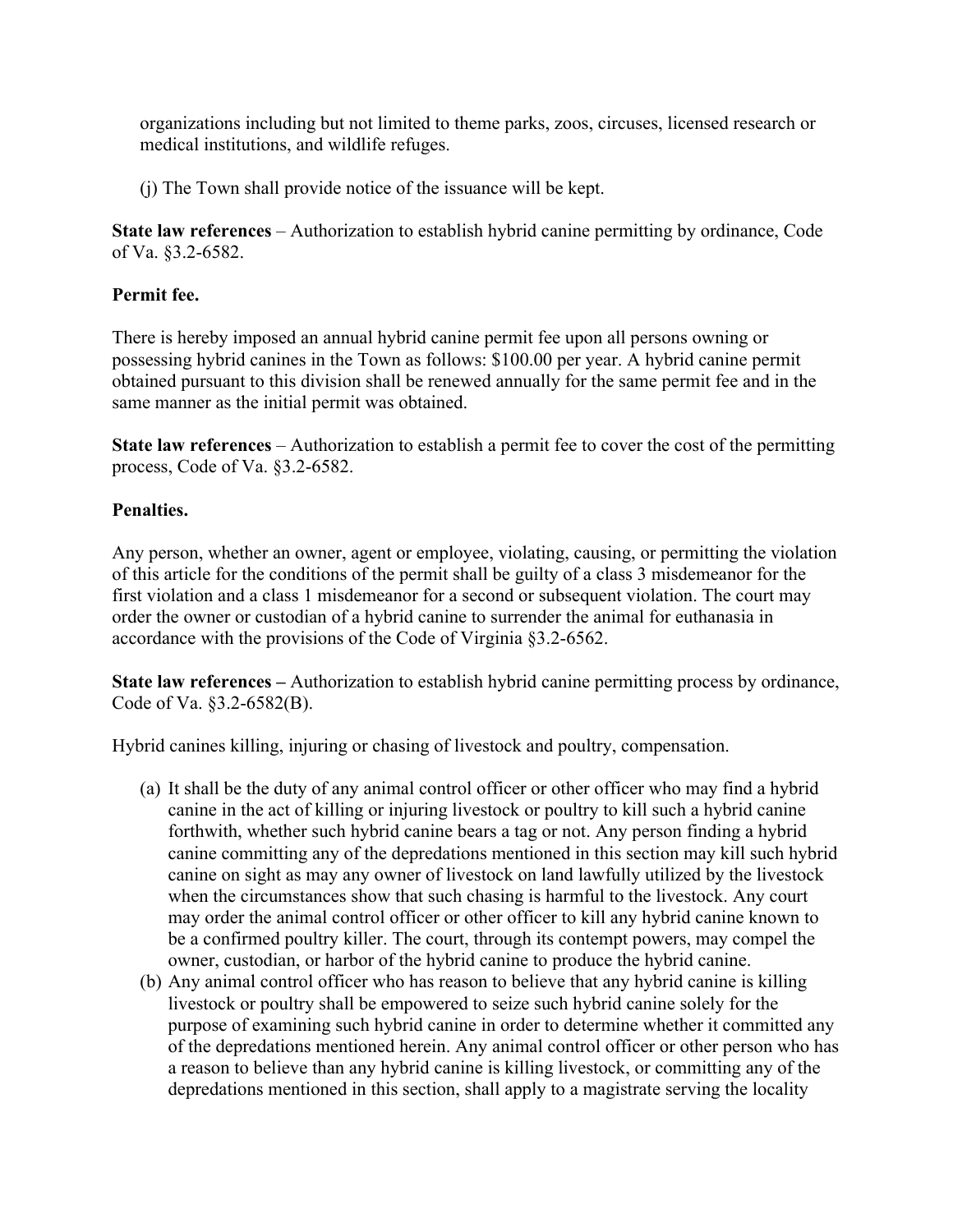organizations including but not limited to theme parks, zoos, circuses, licensed research or medical institutions, and wildlife refuges.

(j) The Town shall provide notice of the issuance will be kept.

**State law references** – Authorization to establish hybrid canine permitting by ordinance, Code of Va. §3.2-6582.

**Permit fee.**

There is hereby imposed an annual hybrid canine permit fee upon all persons owning or possessing hybrid canines in the Town as follows: $100.00 per year. A hybrid canine permit obtained pursuant to this division shall be renewed annually for the same permit fee and in the same manner as the initial permit was obtained.

**State law references** – Authorization to establish a permit fee to cover the cost of the permitting process, Code of Va. §3.2-6582.

**Penalties.**

Any person, whether an owner, agent or employee, violating, causing, or permitting the violation of this article for the conditions of the permit shall be guilty of a class 3 misdemeanor for the first violation and a class 1 misdemeanor for a second or subsequent violation. The court may order the owner or custodian of a hybrid canine to surrender the animal for euthanasia in accordance with the provisions of the Code of Virginia §3.2-6562.

**State law references –** Authorization to establish hybrid canine permitting process by ordinance, Code of Va. §3.2-6582(B).

Hybrid canines killing, injuring or chasing of livestock and poultry, compensation.

(a) It shall be the duty of any animal control officer or other officer who may find a hybrid canine in the act of killing or injuring livestock or poultry to kill such a hybrid canine forthwith, whether such hybrid canine bears a tag or not. Any person finding a hybrid canine committing any of the depredations mentioned in this section may kill such hybrid canine on sight as may any owner of livestock on land lawfully utilized by the livestock when the circumstances show that such chasing is harmful to the livestock. Any court may order the animal control officer or other officer to kill any hybrid canine known to be a confirmed poultry killer. The court, through its contempt powers, may compel the owner, custodian, or harbor of the hybrid canine to produce the hybrid canine.

(b) Any animal control officer who has reason to believe that any hybrid canine is killing livestock or poultry shall be empowered to seize such hybrid canine solely for the purpose of examining such hybrid canine in order to determine whether it committed any of the depredations mentioned herein. Any animal control officer or other person who has a reason to believe than any hybrid canine is killing livestock, or committing any of the depredations mentioned in this section, shall apply to a magistrate serving the locality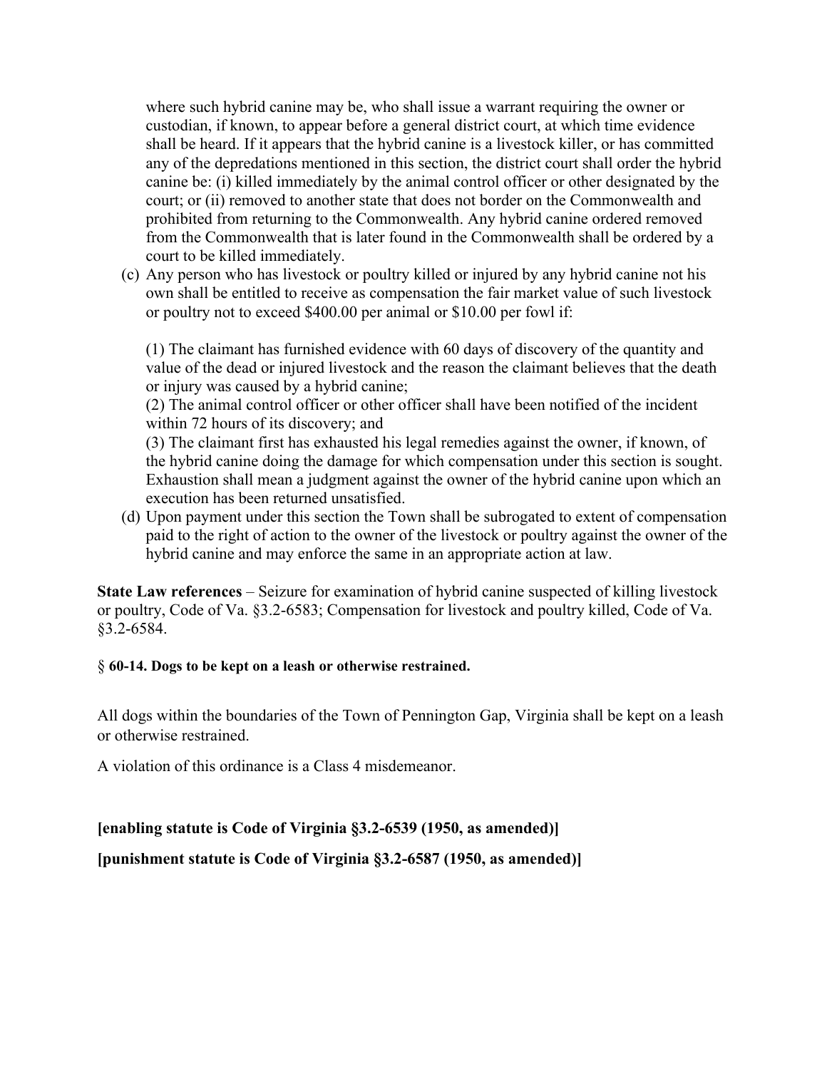where such hybrid canine may be, who shall issue a warrant requiring the owner or custodian, if known, to appear before a general district court, at which time evidence shall be heard. If it appears that the hybrid canine is a livestock killer, or has committed any of the depredations mentioned in this section, the district court shall order the hybrid canine be: (i) killed immediately by the animal control officer or other designated by the court; or (ii) removed to another state that does not border on the Commonwealth and prohibited from returning to the Commonwealth. Any hybrid canine ordered removed from the Commonwealth that is later found in the Commonwealth shall be ordered by a court to be killed immediately.

(c) Any person who has livestock or poultry killed or injured by any hybrid canine not his own shall be entitled to receive as compensation the fair market value of such livestock or poultry not to exceed $400.00 per animal or $10.00 per fowl if:

(1) The claimant has furnished evidence with 60 days of discovery of the quantity and value of the dead or injured livestock and the reason the claimant believes that the death or injury was caused by a hybrid canine;
(2) The animal control officer or other officer shall have been notified of the incident within 72 hours of its discovery; and
(3) The claimant first has exhausted his legal remedies against the owner, if known, of the hybrid canine doing the damage for which compensation under this section is sought. Exhaustion shall mean a judgment against the owner of the hybrid canine upon which an execution has been returned unsatisfied.

(d) Upon payment under this section the Town shall be subrogated to extent of compensation paid to the right of action to the owner of the livestock or poultry against the owner of the hybrid canine and may enforce the same in an appropriate action at law.

**State Law references** – Seizure for examination of hybrid canine suspected of killing livestock or poultry, Code of Va. §3.2-6583; Compensation for livestock and poultry killed, Code of Va. §3.2-6584.

§ **60-14. Dogs to be kept on a leash or otherwise restrained.**

All dogs within the boundaries of the Town of Pennington Gap, Virginia shall be kept on a leash or otherwise restrained.

A violation of this ordinance is a Class 4 misdemeanor.

**[enabling statute is Code of Virginia §3.2-6539 (1950, as amended)]**

**[punishment statute is Code of Virginia §3.2-6587 (1950, as amended)]**